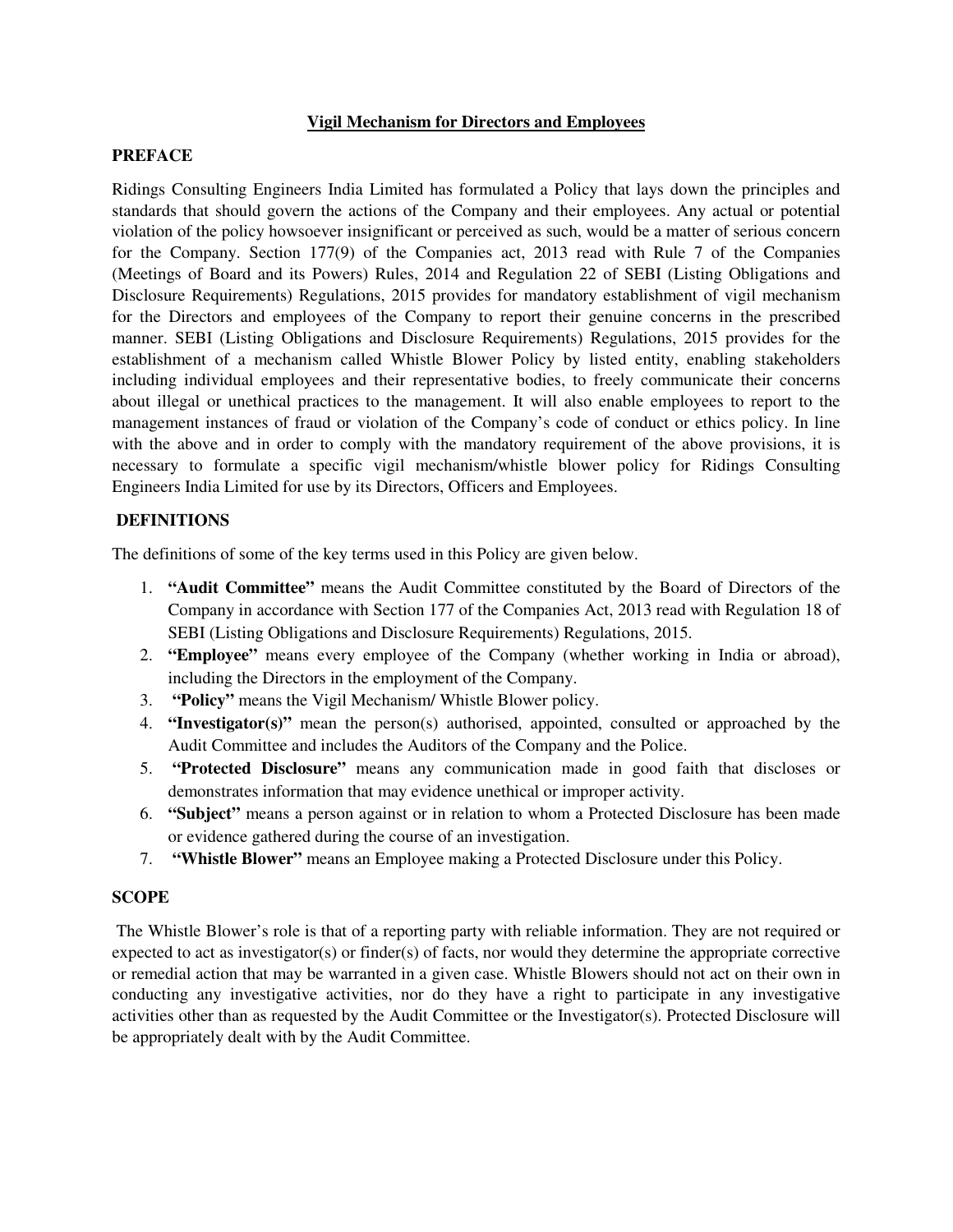# <u>Vigil Mechanism for Directors and Employees</u>

## PREFACE

Ridings Consulting Engineers India Limited has formulated a Policy that lays down the principles and standards that should govern the actions of the Company and their employees. Any actual or potential violation of the policy howsoever insignificant or perceived as such, would be a matter of serious concern for the Company. Section 177(9) of the Companies act, 2013 read with Rule 7 of the Companies (Meetings of Board and its Powers) Rules, 2014 and Regulation 22 of SEBI (Listing Obligations and Disclosure Requirements) Regulations, 2015 provides for mandatory establishment of vigil mechanism for the Directors and employees of the Company to report their genuine concerns in the prescribed manner. SEBI (Listing Obligations and Disclosure Requirements) Regulations, 2015 provides for the establishment of a mechanism called Whistle Blower Policy by listed entity, enabling stakeholders including individual employees and their representative bodies, to freely communicate their concerns about illegal or unethical practices to the management. It will also enable employees to report to the management instances of fraud or violation of the Company's code of conduct or ethics policy. In line with the above and in order to comply with the mandatory requirement of the above provisions, it is necessary to formulate a specific vigil mechanism/whistle blower policy for Ridings Consulting Engineers India Limited for use by its Directors, Officers and Employees.

## DEFINITIONS

The definitions of some of the key terms used in this Policy are given below.

1. **"Audit Committee"** means the Audit Committee constituted by the Board of Directors of the Company in accordance with Section 177 of the Companies Act, 2013 read with Regulation 18 of SEBI (Listing Obligations and Disclosure Requirements) Regulations, 2015.
2. **"Employee"** means every employee of the Company (whether working in India or abroad), including the Directors in the employment of the Company.
3. **"Policy"** means the Vigil Mechanism/ Whistle Blower policy.
4. **"Investigator(s)"** mean the person(s) authorised, appointed, consulted or approached by the Audit Committee and includes the Auditors of the Company and the Police.
5. **"Protected Disclosure"** means any communication made in good faith that discloses or demonstrates information that may evidence unethical or improper activity.
6. **"Subject"** means a person against or in relation to whom a Protected Disclosure has been made or evidence gathered during the course of an investigation.
7. **"Whistle Blower"** means an Employee making a Protected Disclosure under this Policy.

## SCOPE

The Whistle Blower's role is that of a reporting party with reliable information. They are not required or expected to act as investigator(s) or finder(s) of facts, nor would they determine the appropriate corrective or remedial action that may be warranted in a given case. Whistle Blowers should not act on their own in conducting any investigative activities, nor do they have a right to participate in any investigative activities other than as requested by the Audit Committee or the Investigator(s). Protected Disclosure will be appropriately dealt with by the Audit Committee.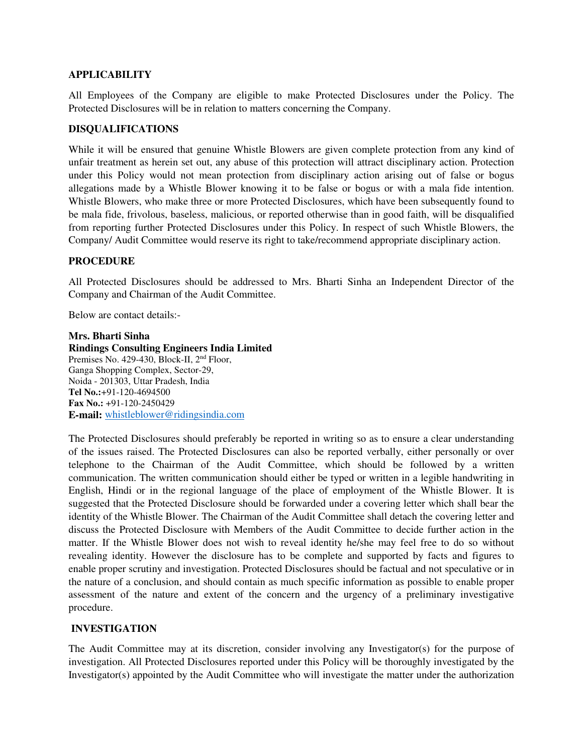## APPLICABILITY

All Employees of the Company are eligible to make Protected Disclosures under the Policy. The Protected Disclosures will be in relation to matters concerning the Company.

## DISQUALIFICATIONS

While it will be ensured that genuine Whistle Blowers are given complete protection from any kind of unfair treatment as herein set out, any abuse of this protection will attract disciplinary action. Protection under this Policy would not mean protection from disciplinary action arising out of false or bogus allegations made by a Whistle Blower knowing it to be false or bogus or with a mala fide intention. Whistle Blowers, who make three or more Protected Disclosures, which have been subsequently found to be mala fide, frivolous, baseless, malicious, or reported otherwise than in good faith, will be disqualified from reporting further Protected Disclosures under this Policy. In respect of such Whistle Blowers, the Company/ Audit Committee would reserve its right to take/recommend appropriate disciplinary action.

## PROCEDURE

All Protected Disclosures should be addressed to Mrs. Bharti Sinha an Independent Director of the Company and Chairman of the Audit Committee.

Below are contact details:-

**Mrs. Bharti Sinha**
**Rindings Consulting Engineers India Limited**
Premises No. 429-430, Block-II, 2nd Floor,
Ganga Shopping Complex, Sector-29,
Noida - 201303, Uttar Pradesh, India
**Tel No.:**+91-120-4694500
**Fax No.:** +91-120-2450429
**E-mail:** whistleblower@ridingsindia.com

The Protected Disclosures should preferably be reported in writing so as to ensure a clear understanding of the issues raised. The Protected Disclosures can also be reported verbally, either personally or over telephone to the Chairman of the Audit Committee, which should be followed by a written communication. The written communication should either be typed or written in a legible handwriting in English, Hindi or in the regional language of the place of employment of the Whistle Blower. It is suggested that the Protected Disclosure should be forwarded under a covering letter which shall bear the identity of the Whistle Blower. The Chairman of the Audit Committee shall detach the covering letter and discuss the Protected Disclosure with Members of the Audit Committee to decide further action in the matter. If the Whistle Blower does not wish to reveal identity he/she may feel free to do so without revealing identity. However the disclosure has to be complete and supported by facts and figures to enable proper scrutiny and investigation. Protected Disclosures should be factual and not speculative or in the nature of a conclusion, and should contain as much specific information as possible to enable proper assessment of the nature and extent of the concern and the urgency of a preliminary investigative procedure.

## INVESTIGATION

The Audit Committee may at its discretion, consider involving any Investigator(s) for the purpose of investigation. All Protected Disclosures reported under this Policy will be thoroughly investigated by the Investigator(s) appointed by the Audit Committee who will investigate the matter under the authorization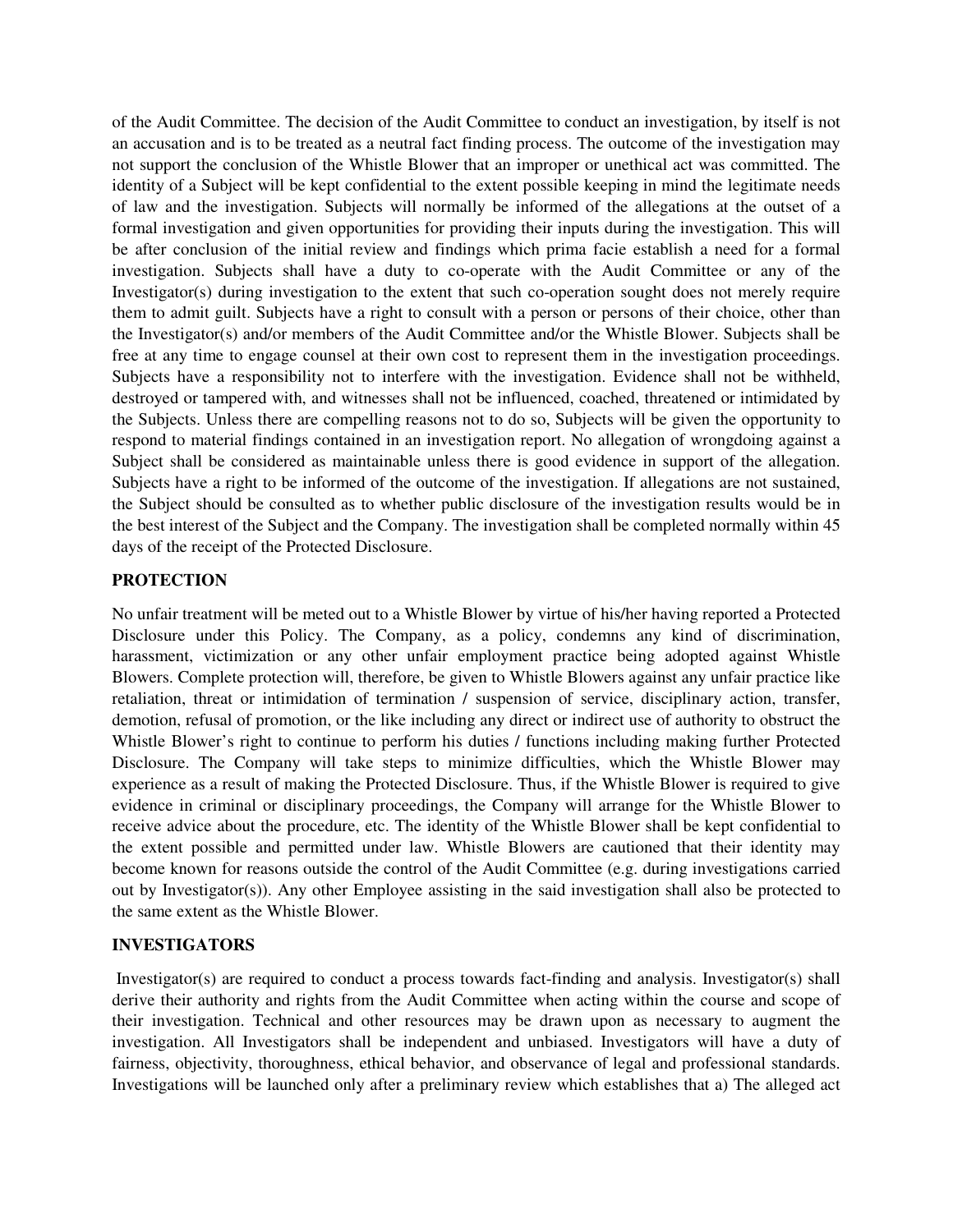of the Audit Committee. The decision of the Audit Committee to conduct an investigation, by itself is not an accusation and is to be treated as a neutral fact finding process. The outcome of the investigation may not support the conclusion of the Whistle Blower that an improper or unethical act was committed. The identity of a Subject will be kept confidential to the extent possible keeping in mind the legitimate needs of law and the investigation. Subjects will normally be informed of the allegations at the outset of a formal investigation and given opportunities for providing their inputs during the investigation. This will be after conclusion of the initial review and findings which prima facie establish a need for a formal investigation. Subjects shall have a duty to co-operate with the Audit Committee or any of the Investigator(s) during investigation to the extent that such co-operation sought does not merely require them to admit guilt. Subjects have a right to consult with a person or persons of their choice, other than the Investigator(s) and/or members of the Audit Committee and/or the Whistle Blower. Subjects shall be free at any time to engage counsel at their own cost to represent them in the investigation proceedings. Subjects have a responsibility not to interfere with the investigation. Evidence shall not be withheld, destroyed or tampered with, and witnesses shall not be influenced, coached, threatened or intimidated by the Subjects. Unless there are compelling reasons not to do so, Subjects will be given the opportunity to respond to material findings contained in an investigation report. No allegation of wrongdoing against a Subject shall be considered as maintainable unless there is good evidence in support of the allegation. Subjects have a right to be informed of the outcome of the investigation. If allegations are not sustained, the Subject should be consulted as to whether public disclosure of the investigation results would be in the best interest of the Subject and the Company. The investigation shall be completed normally within 45 days of the receipt of the Protected Disclosure.

**PROTECTION**

No unfair treatment will be meted out to a Whistle Blower by virtue of his/her having reported a Protected Disclosure under this Policy. The Company, as a policy, condemns any kind of discrimination, harassment, victimization or any other unfair employment practice being adopted against Whistle Blowers. Complete protection will, therefore, be given to Whistle Blowers against any unfair practice like retaliation, threat or intimidation of termination / suspension of service, disciplinary action, transfer, demotion, refusal of promotion, or the like including any direct or indirect use of authority to obstruct the Whistle Blower's right to continue to perform his duties / functions including making further Protected Disclosure. The Company will take steps to minimize difficulties, which the Whistle Blower may experience as a result of making the Protected Disclosure. Thus, if the Whistle Blower is required to give evidence in criminal or disciplinary proceedings, the Company will arrange for the Whistle Blower to receive advice about the procedure, etc. The identity of the Whistle Blower shall be kept confidential to the extent possible and permitted under law. Whistle Blowers are cautioned that their identity may become known for reasons outside the control of the Audit Committee (e.g. during investigations carried out by Investigator(s)). Any other Employee assisting in the said investigation shall also be protected to the same extent as the Whistle Blower.

**INVESTIGATORS**

Investigator(s) are required to conduct a process towards fact-finding and analysis. Investigator(s) shall derive their authority and rights from the Audit Committee when acting within the course and scope of their investigation. Technical and other resources may be drawn upon as necessary to augment the investigation. All Investigators shall be independent and unbiased. Investigators will have a duty of fairness, objectivity, thoroughness, ethical behavior, and observance of legal and professional standards. Investigations will be launched only after a preliminary review which establishes that a) The alleged act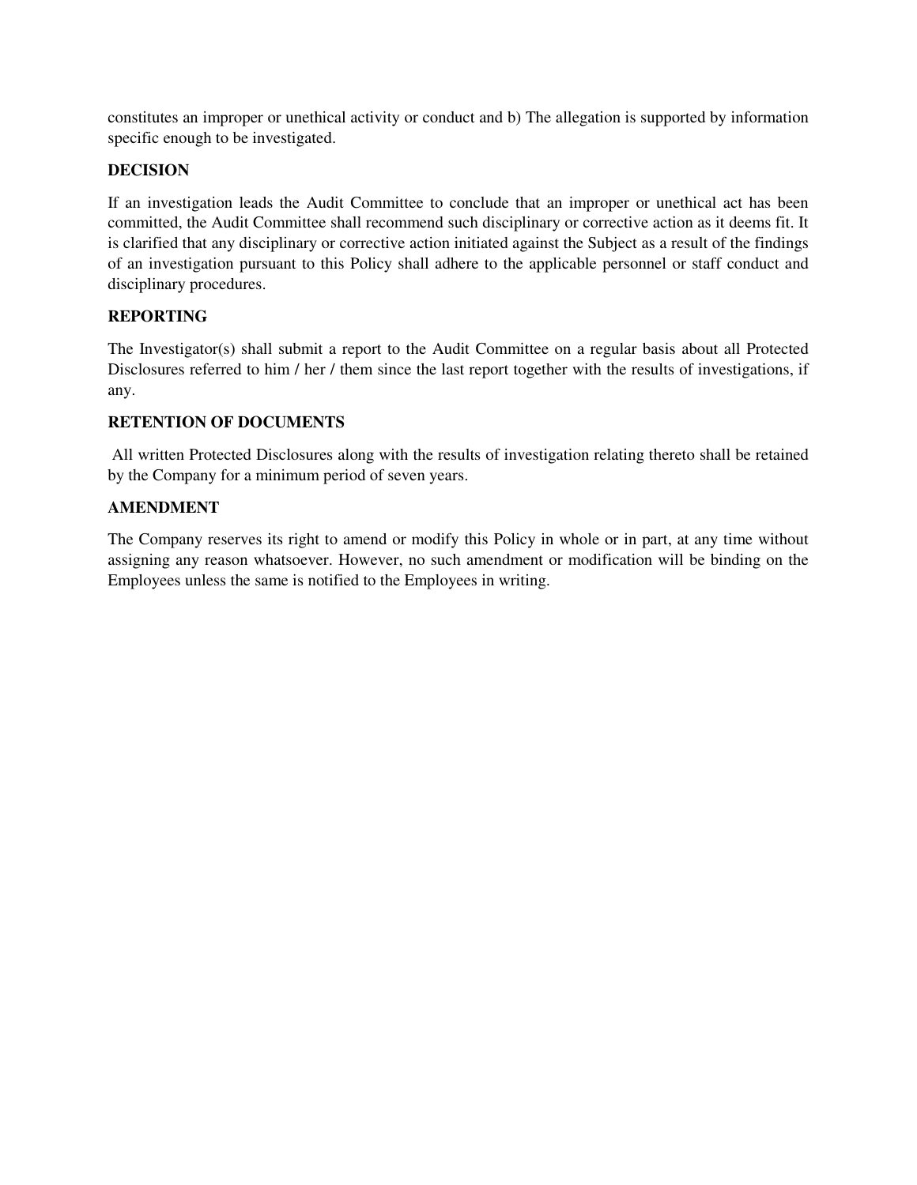constitutes an improper or unethical activity or conduct and b) The allegation is supported by information specific enough to be investigated.

## DECISION

If an investigation leads the Audit Committee to conclude that an improper or unethical act has been committed, the Audit Committee shall recommend such disciplinary or corrective action as it deems fit. It is clarified that any disciplinary or corrective action initiated against the Subject as a result of the findings of an investigation pursuant to this Policy shall adhere to the applicable personnel or staff conduct and disciplinary procedures.

## REPORTING

The Investigator(s) shall submit a report to the Audit Committee on a regular basis about all Protected Disclosures referred to him / her / them since the last report together with the results of investigations, if any.

## RETENTION OF DOCUMENTS

All written Protected Disclosures along with the results of investigation relating thereto shall be retained by the Company for a minimum period of seven years.

## AMENDMENT

The Company reserves its right to amend or modify this Policy in whole or in part, at any time without assigning any reason whatsoever. However, no such amendment or modification will be binding on the Employees unless the same is notified to the Employees in writing.